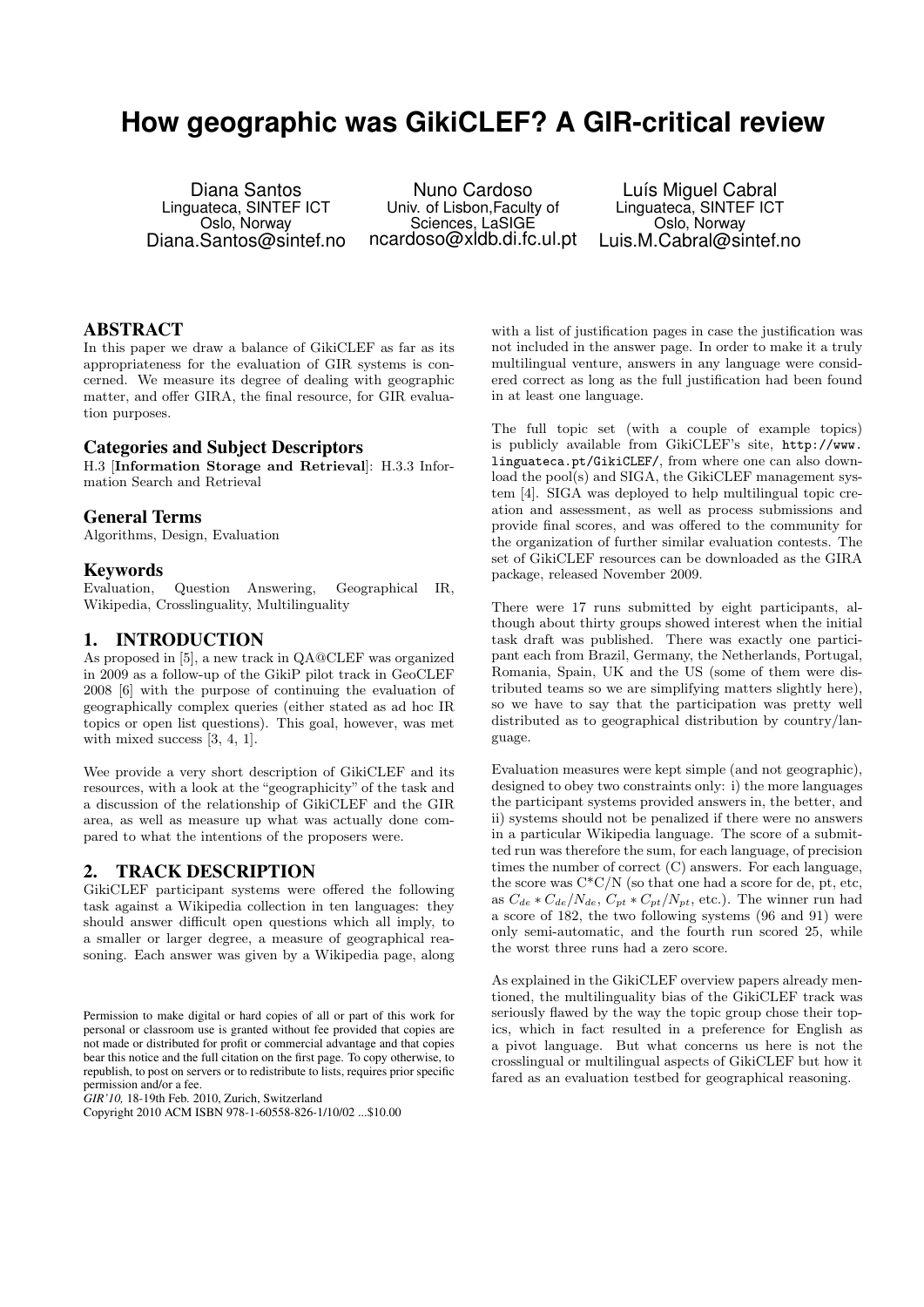# How geographic was GikiCLEF? A GIR-critical review

Diana Santos
Linguateca, SINTEF ICT
Oslo, Norway
Diana.Santos@sintef.no

Nuno Cardoso
Univ. of Lisbon,Faculty of Sciences, LaSIGE
ncardoso@xldb.di.fc.ul.pt

Luís Miguel Cabral
Linguateca, SINTEF ICT
Oslo, Norway
Luis.M.Cabral@sintef.no

## ABSTRACT

In this paper we draw a balance of GikiCLEF as far as its appropriateness for the evaluation of GIR systems is concerned. We measure its degree of dealing with geographic matter, and offer GIRA, the final resource, for GIR evaluation purposes.

### Categories and Subject Descriptors

H.3 [**Information Storage and Retrieval**]: H.3.3 Information Search and Retrieval

### General Terms

Algorithms, Design, Evaluation

### Keywords

Evaluation, Question Answering, Geographical IR, Wikipedia, Crosslinguality, Multilinguality

## 1. INTRODUCTION

As proposed in [5], a new track in QA@CLEF was organized in 2009 as a follow-up of the GikiP pilot track in GeoCLEF 2008 [6] with the purpose of continuing the evaluation of geographically complex queries (either stated as ad hoc IR topics or open list questions). This goal, however, was met with mixed success [3, 4, 1].

Wee provide a very short description of GikiCLEF and its resources, with a look at the "geographicity" of the task and a discussion of the relationship of GikiCLEF and the GIR area, as well as measure up what was actually done compared to what the intentions of the proposers were.

## 2. TRACK DESCRIPTION

GikiCLEF participant systems were offered the following task against a Wikipedia collection in ten languages: they should answer difficult open questions which all imply, to a smaller or larger degree, a measure of geographical reasoning. Each answer was given by a Wikipedia page, along with a list of justification pages in case the justification was not included in the answer page. In order to make it a truly multilingual venture, answers in any language were considered correct as long as the full justification had been found in at least one language.

The full topic set (with a couple of example topics) is publicly available from GikiCLEF's site, http://www.linguateca.pt/GikiCLEF/, from where one can also download the pool(s) and SIGA, the GikiCLEF management system [4]. SIGA was deployed to help multilingual topic creation and assessment, as well as process submissions and provide final scores, and was offered to the community for the organization of further similar evaluation contests. The set of GikiCLEF resources can be downloaded as the GIRA package, released November 2009.

There were 17 runs submitted by eight participants, although about thirty groups showed interest when the initial task draft was published. There was exactly one participant each from Brazil, Germany, the Netherlands, Portugal, Romania, Spain, UK and the US (some of them were distributed teams so we are simplifying matters slightly here), so we have to say that the participation was pretty well distributed as to geographical distribution by country/language.

Evaluation measures were kept simple (and not geographic), designed to obey two constraints only: i) the more languages the participant systems provided answers in, the better, and ii) systems should not be penalized if there were no answers in a particular Wikipedia language. The score of a submitted run was therefore the sum, for each language, of precision times the number of correct (C) answers. For each language, the score was C*C/N (so that one had a score for de, pt, etc, as $C_{de} * C_{de}/N_{de}$, $C_{pt} * C_{pt}/N_{pt}$, etc.). The winner run had a score of 182, the two following systems (96 and 91) were only semi-automatic, and the fourth run scored 25, while the worst three runs had a zero score.

As explained in the GikiCLEF overview papers already mentioned, the multilinguality bias of the GikiCLEF track was seriously flawed by the way the topic group chose their topics, which in fact resulted in a preference for English as a pivot language. But what concerns us here is not the crosslingual or multilingual aspects of GikiCLEF but how it fared as an evaluation testbed for geographical reasoning.

Permission to make digital or hard copies of all or part of this work for personal or classroom use is granted without fee provided that copies are not made or distributed for profit or commercial advantage and that copies bear this notice and the full citation on the first page. To copy otherwise, to republish, to post on servers or to redistribute to lists, requires prior specific permission and/or a fee.
*GIR'10,* 18-19th Feb. 2010, Zurich, Switzerland
Copyright 2010 ACM ISBN 978-1-60558-826-1/10/02 ...$10.00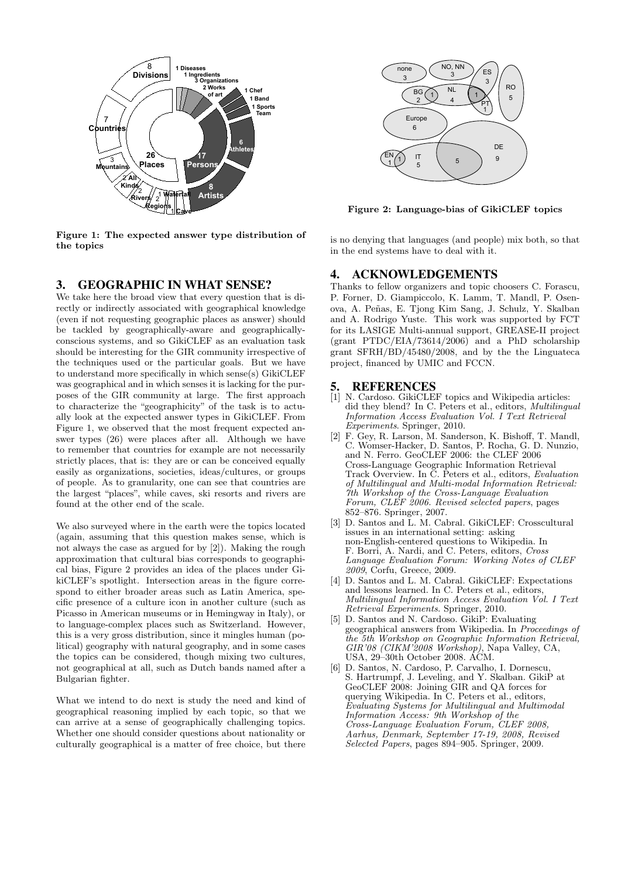8
Divisions

1 Diseases
1 Ingredients
3 Organizations
2 Works of art
1 Chef
1 Band
1 Sports Team

7
Countries

6
Athletes

26
Places

17
Persons

3
Mountains

2 All Kinds

2
Rivers

2
Regions

1 Waterfall

1 Cave

8
Artists

Figure 1: The expected answer type distribution of the topics

## 3. GEOGRAPHIC IN WHAT SENSE?

We take here the broad view that every question that is directly or indirectly associated with geographical knowledge (even if not requesting geographic places as answer) should be tackled by geographically-aware and geographically-conscious systems, and so GikiCLEF as an evaluation task should be interesting for the GIR community irrespective of the techniques used or the particular goals. But we have to understand more specifically in which sense(s) GikiCLEF was geographical and in which senses it is lacking for the purposes of the GIR community at large. The first approach to characterize the "geographicity" of the task is to actually look at the expected answer types in GikiCLEF. From Figure 1, we observed that the most frequent expected answer types (26) were places after all. Although we have to remember that countries for example are not necessarily strictly places, that is: they are or can be conceived equally easily as organizations, societies, ideas/cultures, or groups of people. As to granularity, one can see that countries are the largest "places", while caves, ski resorts and rivers are found at the other end of the scale.

We also surveyed where in the earth were the topics located (again, assuming that this question makes sense, which is not always the case as argued for by [2]). Making the rough approximation that cultural bias corresponds to geographical bias, Figure 2 provides an idea of the places under GikiCLEF's spotlight. Intersection areas in the figure correspond to either broader areas such as Latin America, specific presence of a culture icon in another culture (such as Picasso in American museums or in Hemingway in Italy), or to language-complex places such as Switzerland. However, this is a very gross distribution, since it mingles human (political) geography with natural geography, and in some cases the topics can be considered, though mixing two cultures, not geographical at all, such as Dutch bands named after a Bulgarian fighter.

What we intend to do next is study the need and kind of geographical reasoning implied by each topic, so that we can arrive at a sense of geographically challenging topics. Whether one should consider questions about nationality or culturally geographical is a matter of free choice, but there

none
3

NO, NN
3

ES
3

RO
5

BG
2

1

NL
4

1

PT
1

Europe
6

DE
9

EN
1

1

IT
5

5

Figure 2: Language-bias of GikiCLEF topics

is no denying that languages (and people) mix both, so that in the end systems have to deal with it.

## 4. ACKNOWLEDGEMENTS

Thanks to fellow organizers and topic choosers C. Forascu, P. Forner, D. Giampiccolo, K. Lamm, T. Mandl, P. Osenova, A. Peñas, E. Tjong Kim Sang, J. Schulz, Y. Skalban and A. Rodrigo Yuste. This work was supported by FCT for its LASIGE Multi-annual support, GREASE-II project (grant PTDC/EIA/73614/2006) and a PhD scholarship grant SFRH/BD/45480/2008, and by the the Linguateca project, financed by UMIC and FCCN.

## 5. REFERENCES

[1] N. Cardoso. GikiCLEF topics and Wikipedia articles: did they blend? In C. Peters et al., editors, *Multilingual Information Access Evaluation Vol. I Text Retrieval Experiments*. Springer, 2010.

[2] F. Gey, R. Larson, M. Sanderson, K. Bishoff, T. Mandl, C. Womser-Hacker, D. Santos, P. Rocha, G. D. Nunzio, and N. Ferro. GeoCLEF 2006: the CLEF 2006 Cross-Language Geographic Information Retrieval Track Overview. In C. Peters et al., editors, *Evaluation of Multilingual and Multi-modal Information Retrieval: 7th Workshop of the Cross-Language Evaluation Forum, CLEF 2006. Revised selected papers*, pages 852–876. Springer, 2007.

[3] D. Santos and L. M. Cabral. GikiCLEF: Crosscultural issues in an international setting: asking non-English-centered questions to Wikipedia. In F. Borri, A. Nardi, and C. Peters, editors, *Cross Language Evaluation Forum: Working Notes of CLEF 2009*, Corfu, Greece, 2009.

[4] D. Santos and L. M. Cabral. GikiCLEF: Expectations and lessons learned. In C. Peters et al., editors, *Multilingual Information Access Evaluation Vol. I Text Retrieval Experiments*. Springer, 2010.

[5] D. Santos and N. Cardoso. GikiP: Evaluating geographical answers from Wikipedia. In *Proceedings of the 5th Workshop on Geographic Information Retrieval, GIR'08 (CIKM'2008 Workshop)*, Napa Valley, CA, USA, 29–30th October 2008. ACM.

[6] D. Santos, N. Cardoso, P. Carvalho, I. Dornescu, S. Hartrumpf, J. Leveling, and Y. Skalban. GikiP at GeoCLEF 2008: Joining GIR and QA forces for querying Wikipedia. In C. Peters et al., editors, *Evaluating Systems for Multilingual and Multimodal Information Access: 9th Workshop of the Cross-Language Evaluation Forum, CLEF 2008, Aarhus, Denmark, September 17-19, 2008, Revised Selected Papers*, pages 894–905. Springer, 2009.